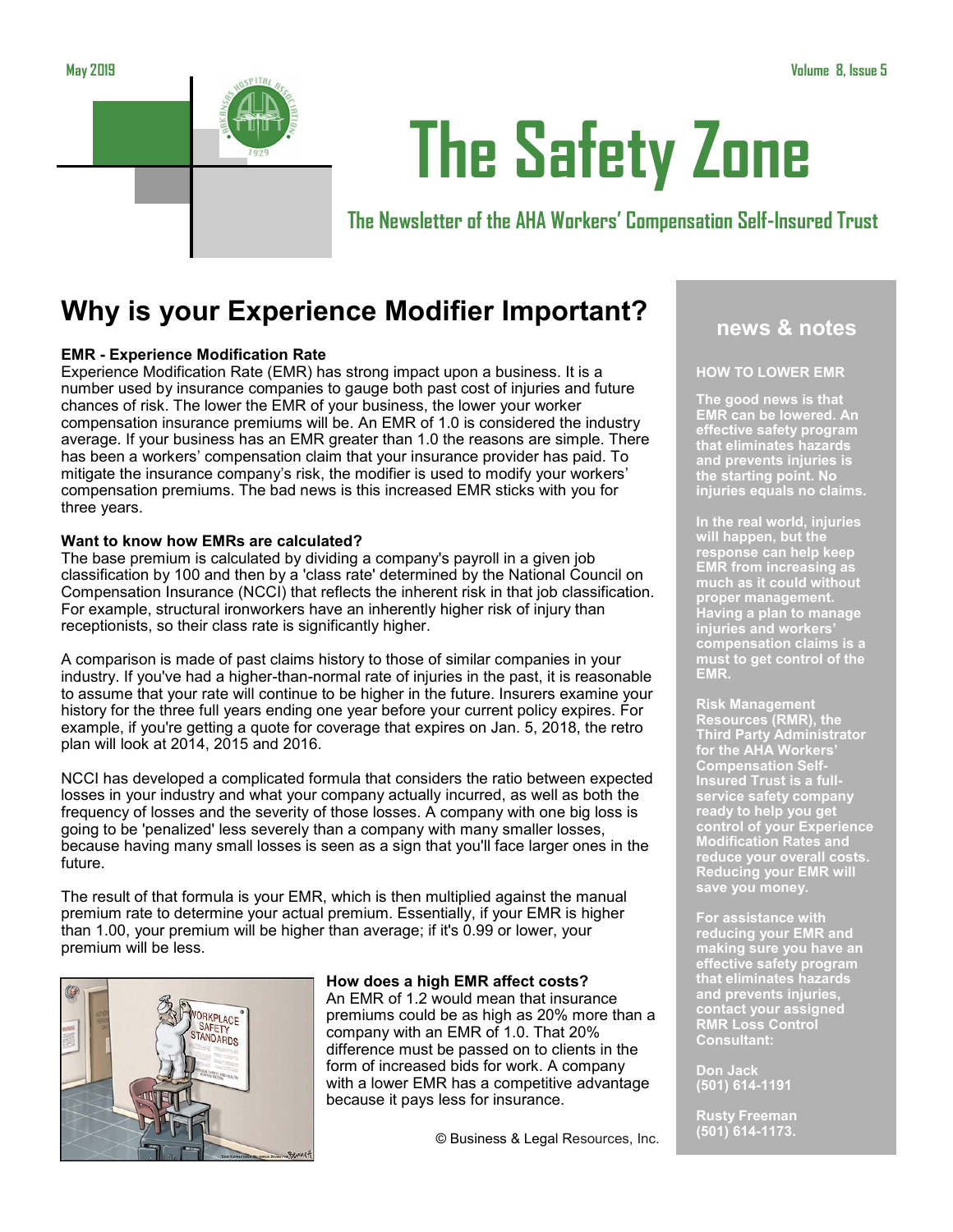# The Safety Zone

### The Newsletter of the AHA Workers' Compensation Self-Insured Trust

May 2019

## Why is your Experience Modifier Important?

**EMR - Experience Modification Rate**

Experience Modification Rate (EMR) has strong impact upon a business. It is a number used by insurance companies to gauge both past cost of injuries and future chances of risk. The lower the EMR of your business, the lower your worker compensation insurance premiums will be. An EMR of 1.0 is considered the industry average. If your business has an EMR greater than 1.0 the reasons are simple. There has been a workers' compensation claim that your insurance provider has paid. To mitigate the insurance company's risk, the modifier is used to modify your workers' compensation premiums. The bad news is this increased EMR sticks with you for three years.

**Want to know how EMRs are calculated?**

The base premium is calculated by dividing a company's payroll in a given job classification by 100 and then by a 'class rate' determined by the National Council on Compensation Insurance (NCCI) that reflects the inherent risk in that job classification. For example, structural ironworkers have an inherently higher risk of injury than receptionists, so their class rate is significantly higher.

A comparison is made of past claims history to those of similar companies in your industry. If you've had a higher-than-normal rate of injuries in the past, it is reasonable to assume that your rate will continue to be higher in the future. Insurers examine your history for the three full years ending one year before your current policy expires. For example, if you're getting a quote for coverage that expires on Jan. 5, 2018, the retro plan will look at 2014, 2015 and 2016.

NCCI has developed a complicated formula that considers the ratio between expected losses in your industry and what your company actually incurred, as well as both the frequency of losses and the severity of those losses. A company with one big loss is going to be 'penalized' less severely than a company with many smaller losses, because having many small losses is seen as a sign that you'll face larger ones in the future.

The result of that formula is your EMR, which is then multiplied against the manual premium rate to determine your actual premium. Essentially, if your EMR is higher than 1.00, your premium will be higher than average; if it's 0.99 or lower, your premium will be less.

**How does a high EMR affect costs?**

An EMR of 1.2 would mean that insurance premiums could be as high as 20% more than a company with an EMR of 1.0. That 20% difference must be passed on to clients in the form of increased bids for work. A company with a lower EMR has a competitive advantage because it pays less for insurance.

© Business & Legal Resources, Inc.

## news & notes

**HOW TO LOWER EMR**

The good news is that EMR can be lowered. An effective safety program that eliminates hazards and prevents injuries is the starting point. No injuries equals no claims.

In the real world, injuries will happen, but the response can help keep EMR from increasing as much as it could without proper management. Having a plan to manage injuries and workers' compensation claims is a must to get control of the EMR.

Risk Management Resources (RMR), the Third Party Administrator for the AHA Workers' Compensation Self-Insured Trust is a full-service safety company ready to help you get control of your Experience Modification Rates and reduce your overall costs. Reducing your EMR will save you money.

For assistance with reducing your EMR and making sure you have an effective safety program that eliminates hazards and prevents injuries, contact your assigned RMR Loss Control Consultant:

Don Jack
(501) 614-1191

Rusty Freeman
(501) 614-1173.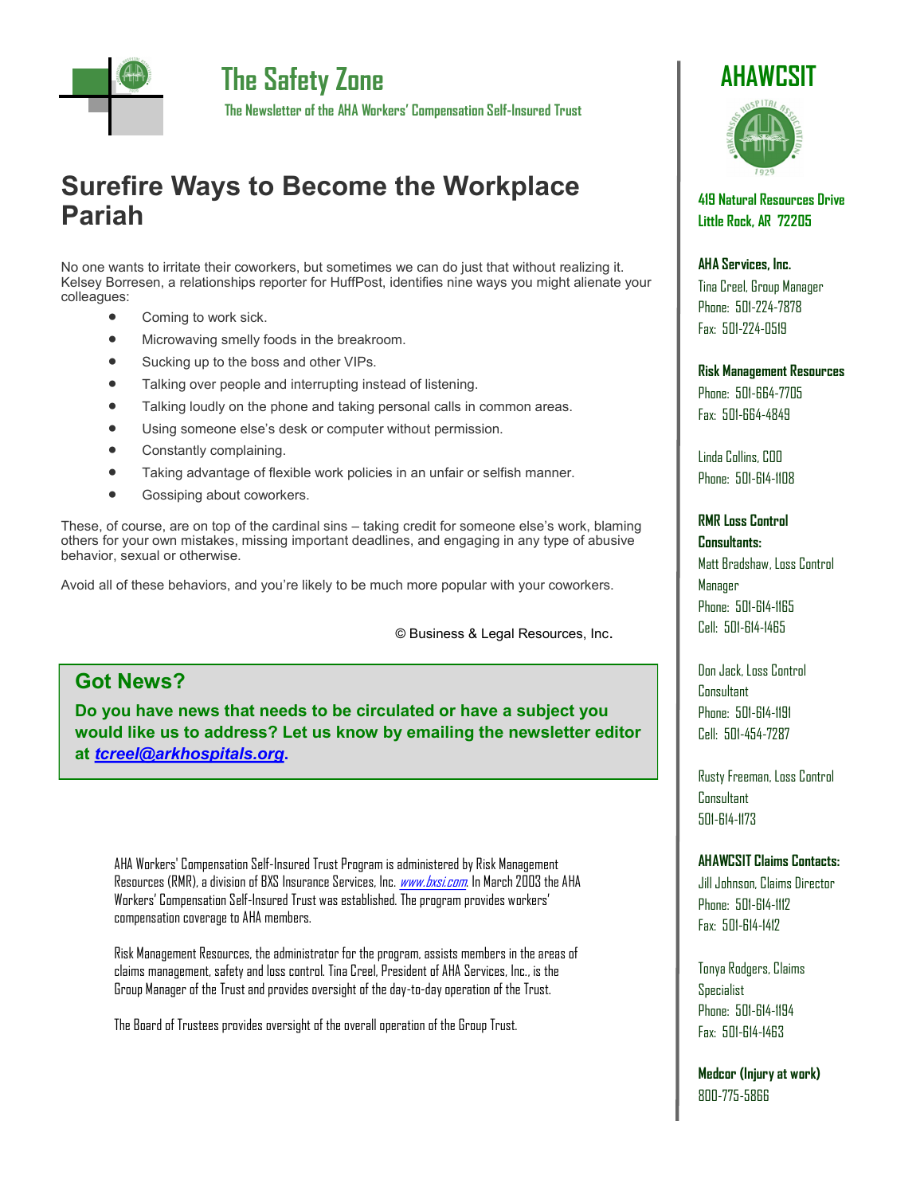# The Safety Zone

The Newsletter of the AHA Workers' Compensation Self-Insured Trust

## Surefire Ways to Become the Workplace Pariah

No one wants to irritate their coworkers, but sometimes we can do just that without realizing it. Kelsey Borresen, a relationships reporter for HuffPost, identifies nine ways you might alienate your colleagues:

- Coming to work sick.
- Microwaving smelly foods in the breakroom.
- Sucking up to the boss and other VIPs.
- Talking over people and interrupting instead of listening.
- Talking loudly on the phone and taking personal calls in common areas.
- Using someone else's desk or computer without permission.
- Constantly complaining.
- Taking advantage of flexible work policies in an unfair or selfish manner.
- Gossiping about coworkers.

These, of course, are on top of the cardinal sins – taking credit for someone else's work, blaming others for your own mistakes, missing important deadlines, and engaging in any type of abusive behavior, sexual or otherwise.

Avoid all of these behaviors, and you're likely to be much more popular with your coworkers.

© Business & Legal Resources, Inc.

## Got News?

**Do you have news that needs to be circulated or have a subject you would like us to address? Let us know by emailing the newsletter editor at *tcreel@arkhospitals.org*.**

AHA Workers' Compensation Self-Insured Trust Program is administered by Risk Management Resources (RMR), a division of BXS Insurance Services, Inc. *www.bxsi.com*. In March 2003 the AHA Workers' Compensation Self-Insured Trust was established. The program provides workers' compensation coverage to AHA members.

Risk Management Resources, the administrator for the program, assists members in the areas of claims management, safety and loss control. Tina Creel, President of AHA Services, Inc., is the Group Manager of the Trust and provides oversight of the day-to-day operation of the Trust.

The Board of Trustees provides oversight of the overall operation of the Group Trust.

## AHAWCSIT

**419 Natural Resources Drive**
**Little Rock, AR 72205**

**AHA Services, Inc.**
Tina Creel, Group Manager
Phone: 501-224-7878
Fax: 501-224-0519

**Risk Management Resources**
Phone: 501-664-7705
Fax: 501-664-4849

Linda Collins, COO
Phone: 501-614-1108

**RMR Loss Control Consultants:**
Matt Bradshaw, Loss Control Manager
Phone: 501-614-1165
Cell: 501-614-1465

Don Jack, Loss Control Consultant
Phone: 501-614-1191
Cell: 501-454-7287

Rusty Freeman, Loss Control Consultant
501-614-1173

**AHAWCSIT Claims Contacts:**
Jill Johnson, Claims Director
Phone: 501-614-1112
Fax: 501-614-1412

Tonya Rodgers, Claims Specialist
Phone: 501-614-1194
Fax: 501-614-1463

**Medcor (Injury at work)**
800-775-5866